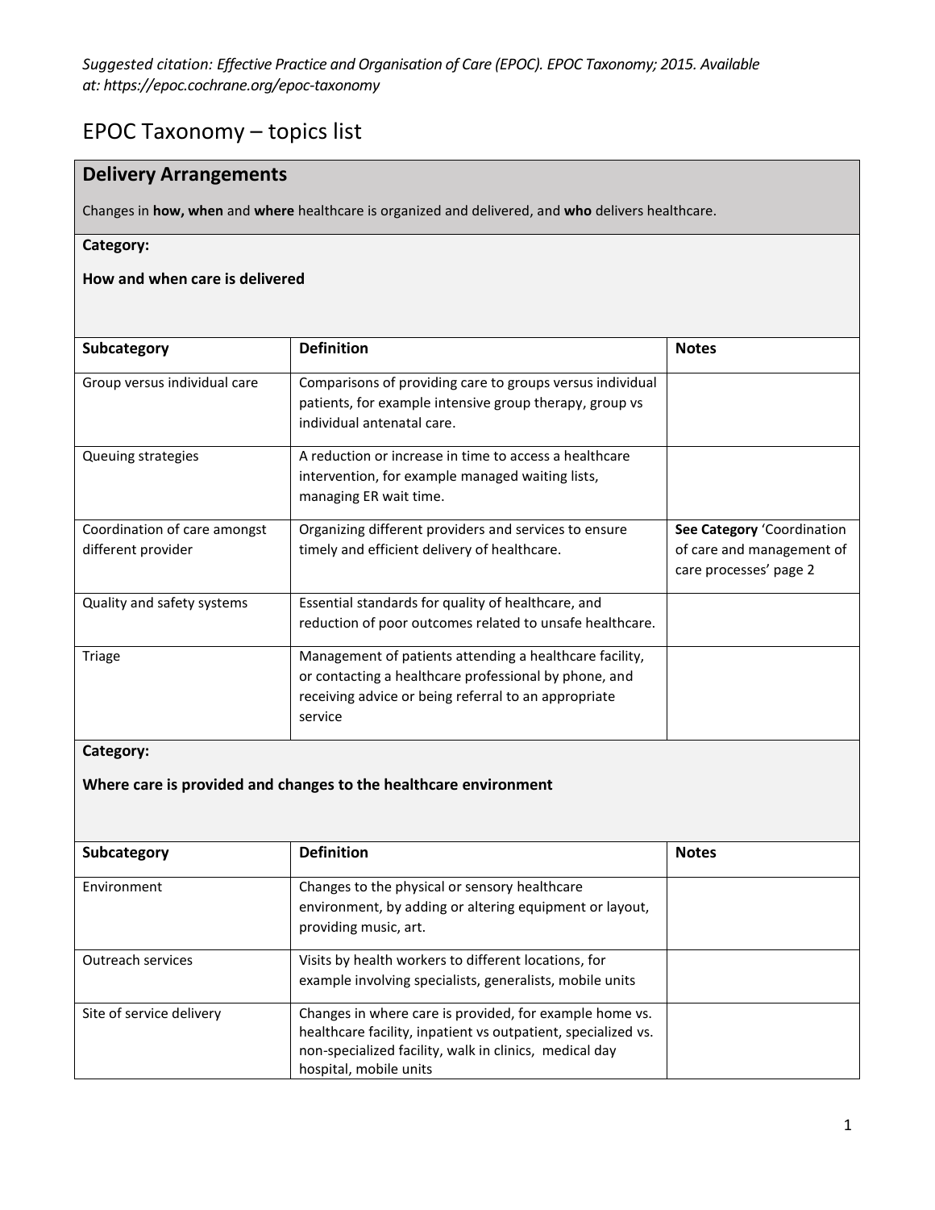*Suggested citation: Effective Practice and Organisation of Care (EPOC). EPOC Taxonomy; 2015. Available at: https://epoc.cochrane.org/epoc-taxonomy*

# EPOC Taxonomy – topics list

## Delivery Arrangements

Changes in **how, when** and **where** healthcare is organized and delivered, and **who** delivers healthcare.

**Category:**

**How and when care is delivered**

| Subcategory | Definition | Notes |
|---|---|---|
| Group versus individual care | Comparisons of providing care to groups versus individual patients, for example intensive group therapy, group vs individual antenatal care. | |
| Queuing strategies | A reduction or increase in time to access a healthcare intervention, for example managed waiting lists, managing ER wait time. | |
| Coordination of care amongst different provider | Organizing different providers and services to ensure timely and efficient delivery of healthcare. | **See Category** 'Coordination of care and management of care processes' page 2 |
| Quality and safety systems | Essential standards for quality of healthcare, and reduction of poor outcomes related to unsafe healthcare. | |
| Triage | Management of patients attending a healthcare facility, or contacting a healthcare professional by phone, and receiving advice or being referral to an appropriate service | |

**Category:**

**Where care is provided and changes to the healthcare environment**

| Subcategory | Definition | Notes |
|---|---|---|
| Environment | Changes to the physical or sensory healthcare environment, by adding or altering equipment or layout, providing music, art. | |
| Outreach services | Visits by health workers to different locations, for example involving specialists, generalists, mobile units | |
| Site of service delivery | Changes in where care is provided, for example home vs. healthcare facility, inpatient vs outpatient, specialized vs. non-specialized facility, walk in clinics, medical day hospital, mobile units | |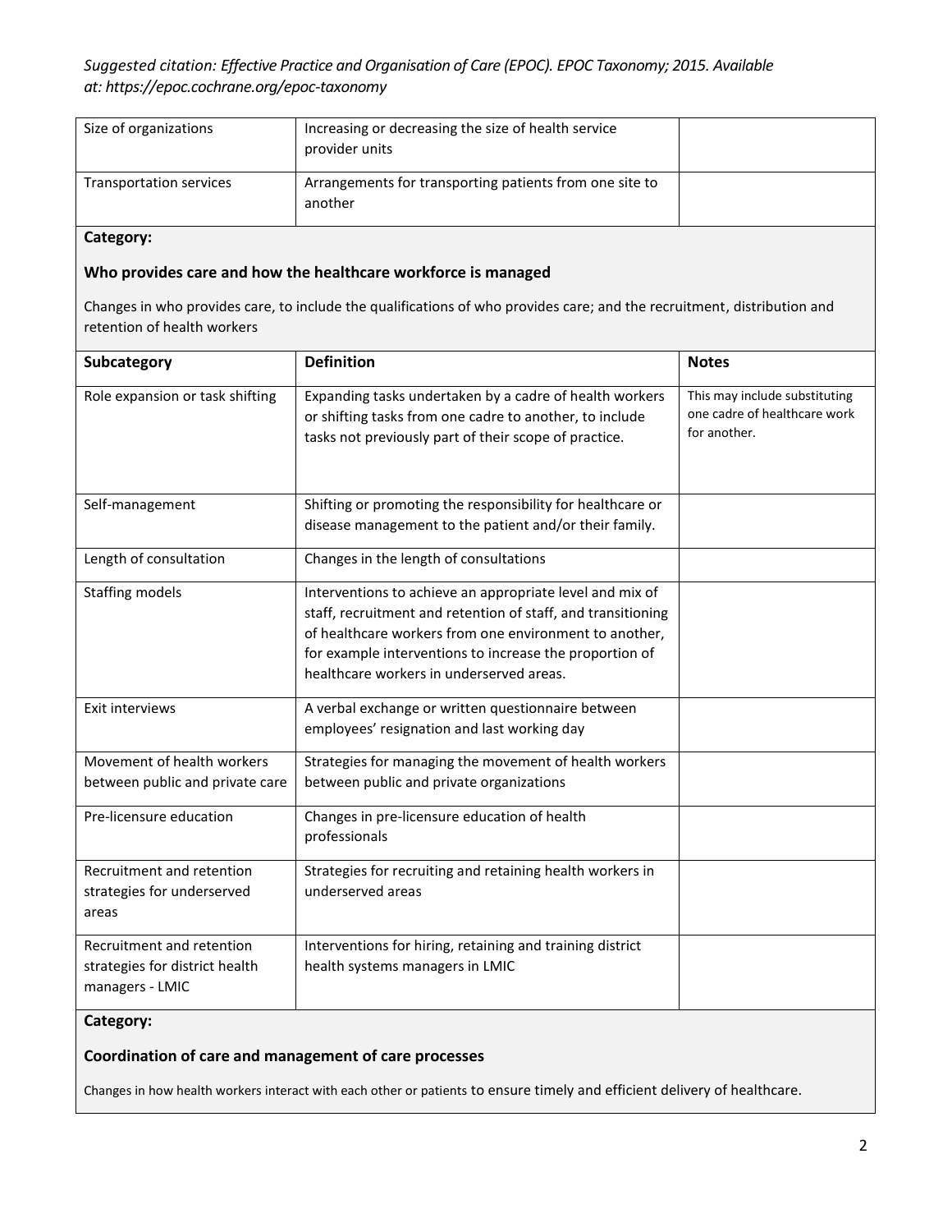*Suggested citation: Effective Practice and Organisation of Care (EPOC). EPOC Taxonomy; 2015. Available at: https://epoc.cochrane.org/epoc-taxonomy*

| | | |
|---|---|---|
| Size of organizations | Increasing or decreasing the size of health service provider units | |
| Transportation services | Arrangements for transporting patients from one site to another | |

**Category:**

### Who provides care and how the healthcare workforce is managed

Changes in who provides care, to include the qualifications of who provides care; and the recruitment, distribution and retention of health workers

| Subcategory | Definition | Notes |
|---|---|---|
| Role expansion or task shifting | Expanding tasks undertaken by a cadre of health workers or shifting tasks from one cadre to another, to include tasks not previously part of their scope of practice. | This may include substituting one cadre of healthcare work for another. |
| Self-management | Shifting or promoting the responsibility for healthcare or disease management to the patient and/or their family. | |
| Length of consultation | Changes in the length of consultations | |
| Staffing models | Interventions to achieve an appropriate level and mix of staff, recruitment and retention of staff, and transitioning of healthcare workers from one environment to another, for example interventions to increase the proportion of healthcare workers in underserved areas. | |
| Exit interviews | A verbal exchange or written questionnaire between employees' resignation and last working day | |
| Movement of health workers between public and private care | Strategies for managing the movement of health workers between public and private organizations | |
| Pre-licensure education | Changes in pre-licensure education of health professionals | |
| Recruitment and retention strategies for underserved areas | Strategies for recruiting and retaining health workers in underserved areas | |
| Recruitment and retention strategies for district health managers - LMIC | Interventions for hiring, retaining and training district health systems managers in LMIC | |

**Category:**

### Coordination of care and management of care processes

Changes in how health workers interact with each other or patients to ensure timely and efficient delivery of healthcare.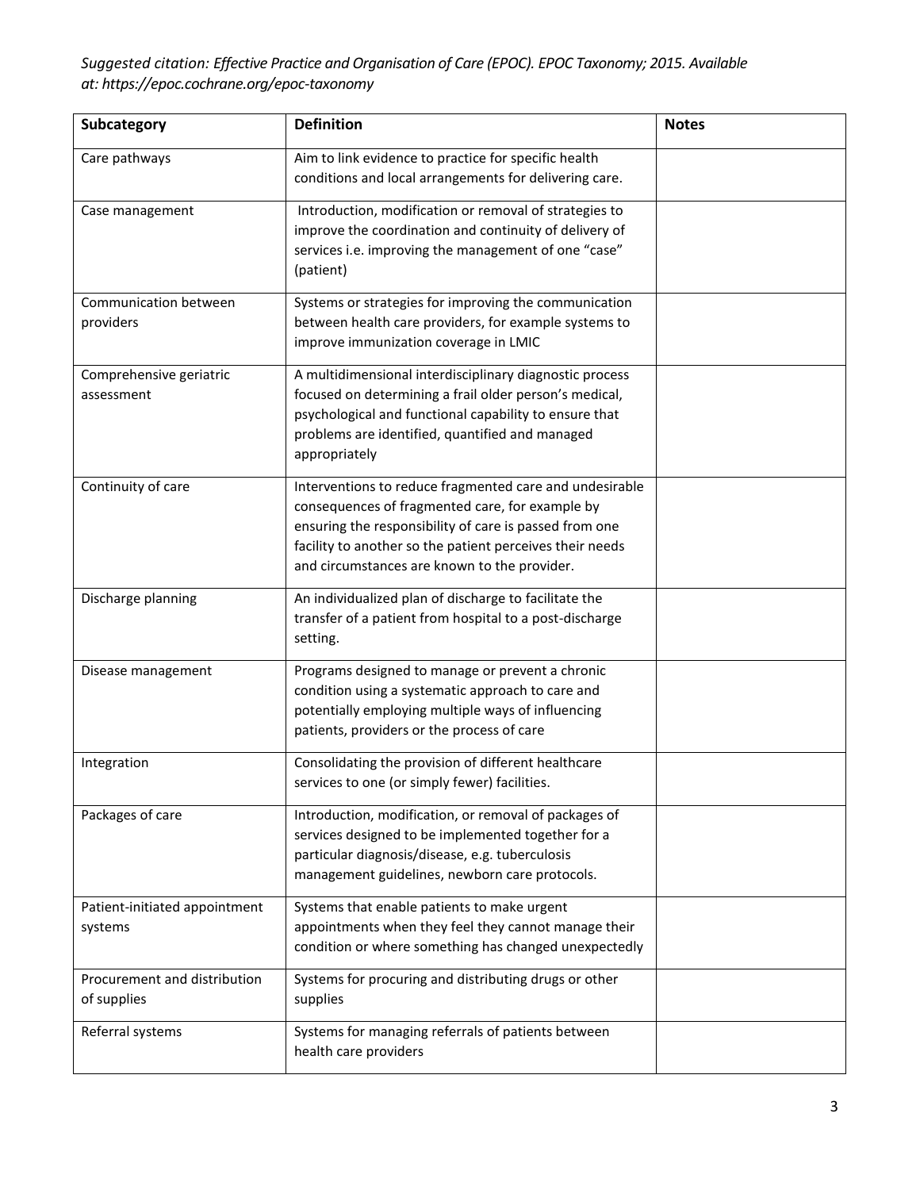*Suggested citation: Effective Practice and Organisation of Care (EPOC). EPOC Taxonomy; 2015. Available at: https://epoc.cochrane.org/epoc-taxonomy*

| Subcategory | Definition | Notes |
|---|---|---|
| Care pathways | Aim to link evidence to practice for specific health conditions and local arrangements for delivering care. | |
| Case management | Introduction, modification or removal of strategies to improve the coordination and continuity of delivery of services i.e. improving the management of one "case" (patient) | |
| Communication between providers | Systems or strategies for improving the communication between health care providers, for example systems to improve immunization coverage in LMIC | |
| Comprehensive geriatric assessment | A multidimensional interdisciplinary diagnostic process focused on determining a frail older person's medical, psychological and functional capability to ensure that problems are identified, quantified and managed appropriately | |
| Continuity of care | Interventions to reduce fragmented care and undesirable consequences of fragmented care, for example by ensuring the responsibility of care is passed from one facility to another so the patient perceives their needs and circumstances are known to the provider. | |
| Discharge planning | An individualized plan of discharge to facilitate the transfer of a patient from hospital to a post-discharge setting. | |
| Disease management | Programs designed to manage or prevent a chronic condition using a systematic approach to care and potentially employing multiple ways of influencing patients, providers or the process of care | |
| Integration | Consolidating the provision of different healthcare services to one (or simply fewer) facilities. | |
| Packages of care | Introduction, modification, or removal of packages of services designed to be implemented together for a particular diagnosis/disease, e.g. tuberculosis management guidelines, newborn care protocols. | |
| Patient-initiated appointment systems | Systems that enable patients to make urgent appointments when they feel they cannot manage their condition or where something has changed unexpectedly | |
| Procurement and distribution of supplies | Systems for procuring and distributing drugs or other supplies | |
| Referral systems | Systems for managing referrals of patients between health care providers | |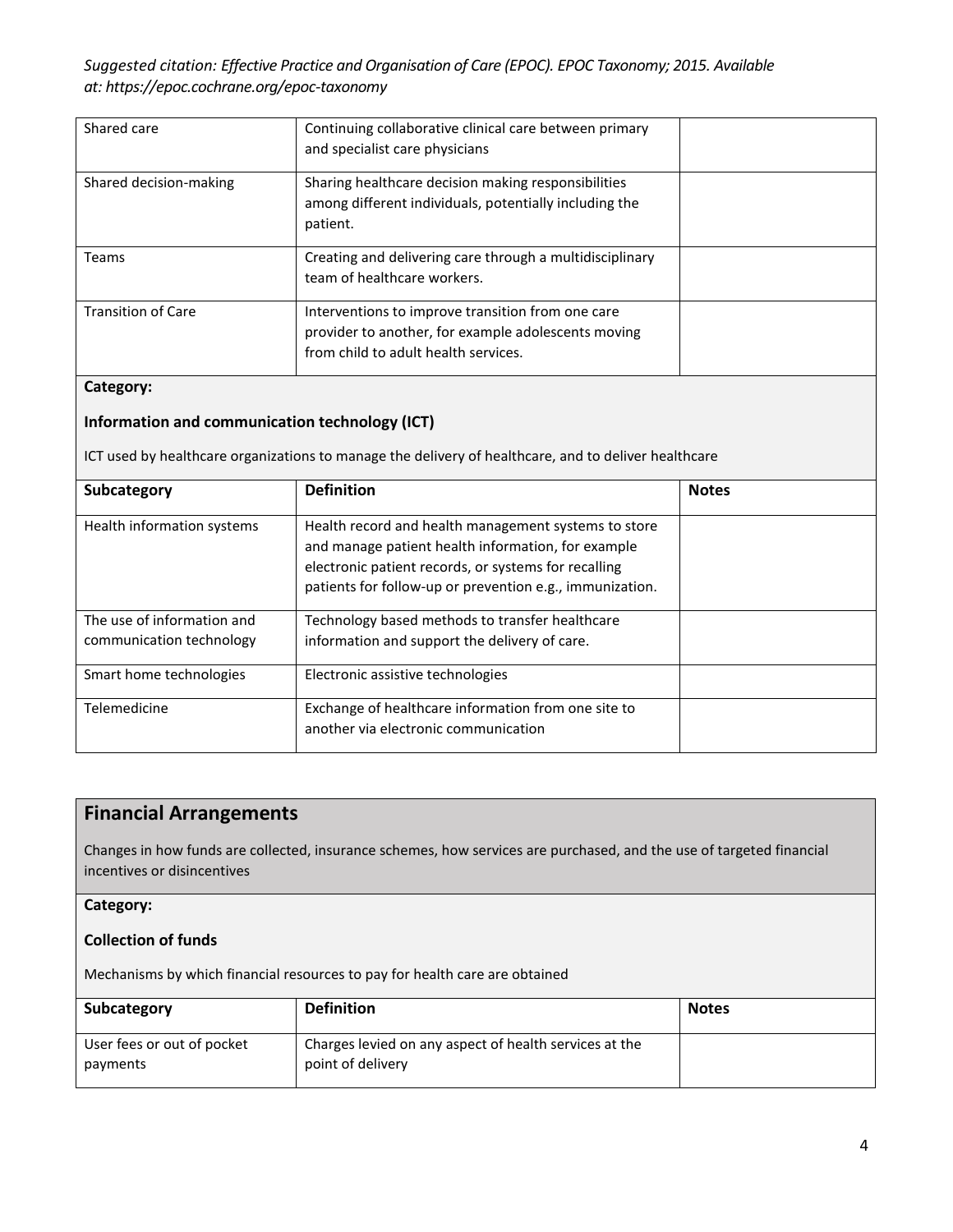| Subcategory | Definition | Notes |
|---|---|---|
| Shared care | Continuing collaborative clinical care between primary and specialist care physicians | |
| Shared decision-making | Sharing healthcare decision making responsibilities among different individuals, potentially including the patient. | |
| Teams | Creating and delivering care through a multidisciplinary team of healthcare workers. | |
| Transition of Care | Interventions to improve transition from one care provider to another, for example adolescents moving from child to adult health services. | |

**Category:**

**Information and communication technology (ICT)**

ICT used by healthcare organizations to manage the delivery of healthcare, and to deliver healthcare

| Subcategory | Definition | Notes |
|---|---|---|
| Health information systems | Health record and health management systems to store and manage patient health information, for example electronic patient records, or systems for recalling patients for follow-up or prevention e.g., immunization. | |
| The use of information and communication technology | Technology based methods to transfer healthcare information and support the delivery of care. | |
| Smart home technologies | Electronic assistive technologies | |
| Telemedicine | Exchange of healthcare information from one site to another via electronic communication | |

## Financial Arrangements

Changes in how funds are collected, insurance schemes, how services are purchased, and the use of targeted financial incentives or disincentives

**Category:**

**Collection of funds**

Mechanisms by which financial resources to pay for health care are obtained

| Subcategory | Definition | Notes |
|---|---|---|
| User fees or out of pocket payments | Charges levied on any aspect of health services at the point of delivery | |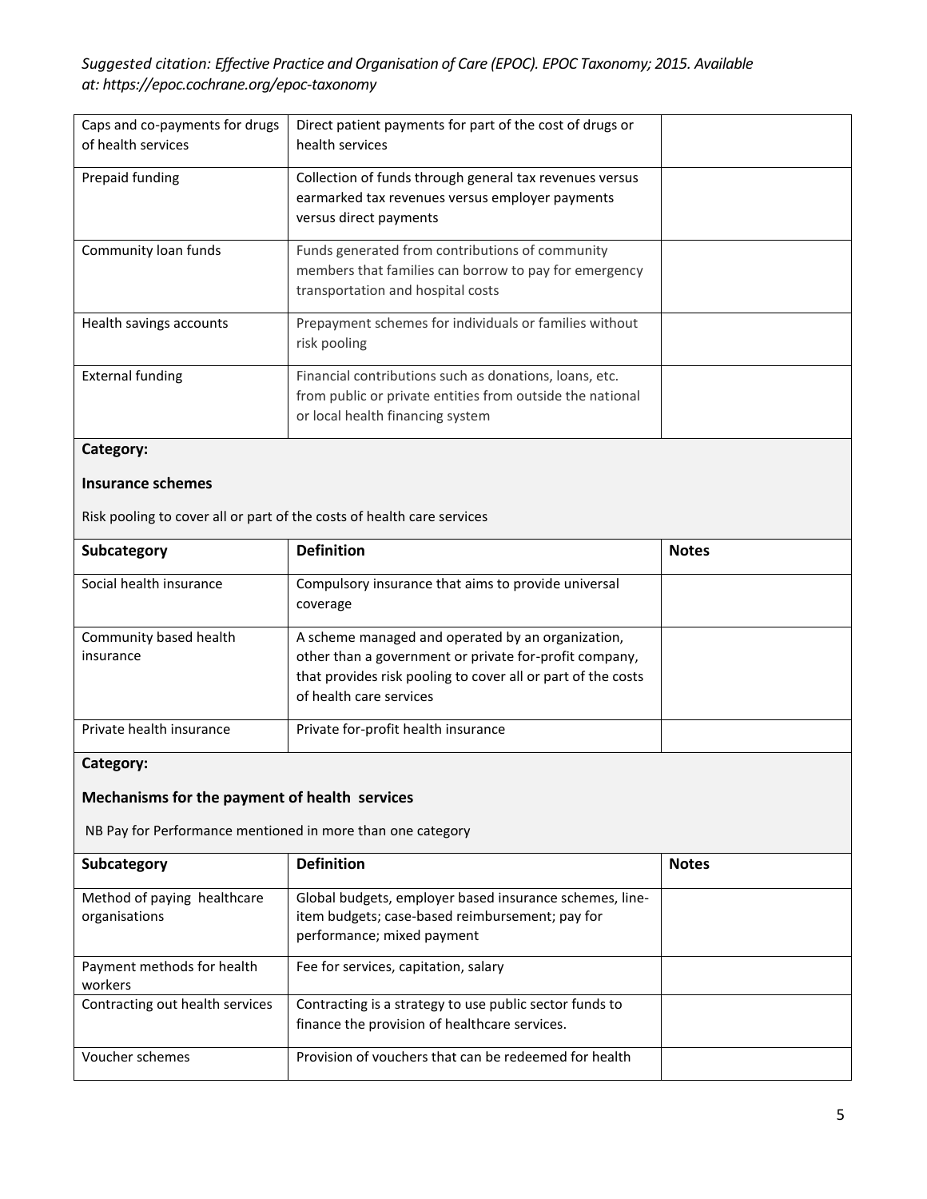*Suggested citation: Effective Practice and Organisation of Care (EPOC). EPOC Taxonomy; 2015. Available at: https://epoc.cochrane.org/epoc-taxonomy*

| | | |
|---|---|---|
| Caps and co-payments for drugs of health services | Direct patient payments for part of the cost of drugs or health services | |
| Prepaid funding | Collection of funds through general tax revenues versus earmarked tax revenues versus employer payments versus direct payments | |
| Community loan funds | Funds generated from contributions of community members that families can borrow to pay for emergency transportation and hospital costs | |
| Health savings accounts | Prepayment schemes for individuals or families without risk pooling | |
| External funding | Financial contributions such as donations, loans, etc. from public or private entities from outside the national or local health financing system | |

**Category:**

**Insurance schemes**

Risk pooling to cover all or part of the costs of health care services

| Subcategory | Definition | Notes |
|---|---|---|
| Social health insurance | Compulsory insurance that aims to provide universal coverage | |
| Community based health insurance | A scheme managed and operated by an organization, other than a government or private for-profit company, that provides risk pooling to cover all or part of the costs of health care services | |
| Private health insurance | Private for-profit health insurance | |

**Category:**

**Mechanisms for the payment of health services**

NB Pay for Performance mentioned in more than one category

| Subcategory | Definition | Notes |
|---|---|---|
| Method of paying healthcare organisations | Global budgets, employer based insurance schemes, line-item budgets; case-based reimbursement; pay for performance; mixed payment | |
| Payment methods for health workers | Fee for services, capitation, salary | |
| Contracting out health services | Contracting is a strategy to use public sector funds to finance the provision of healthcare services. | |
| Voucher schemes | Provision of vouchers that can be redeemed for health | |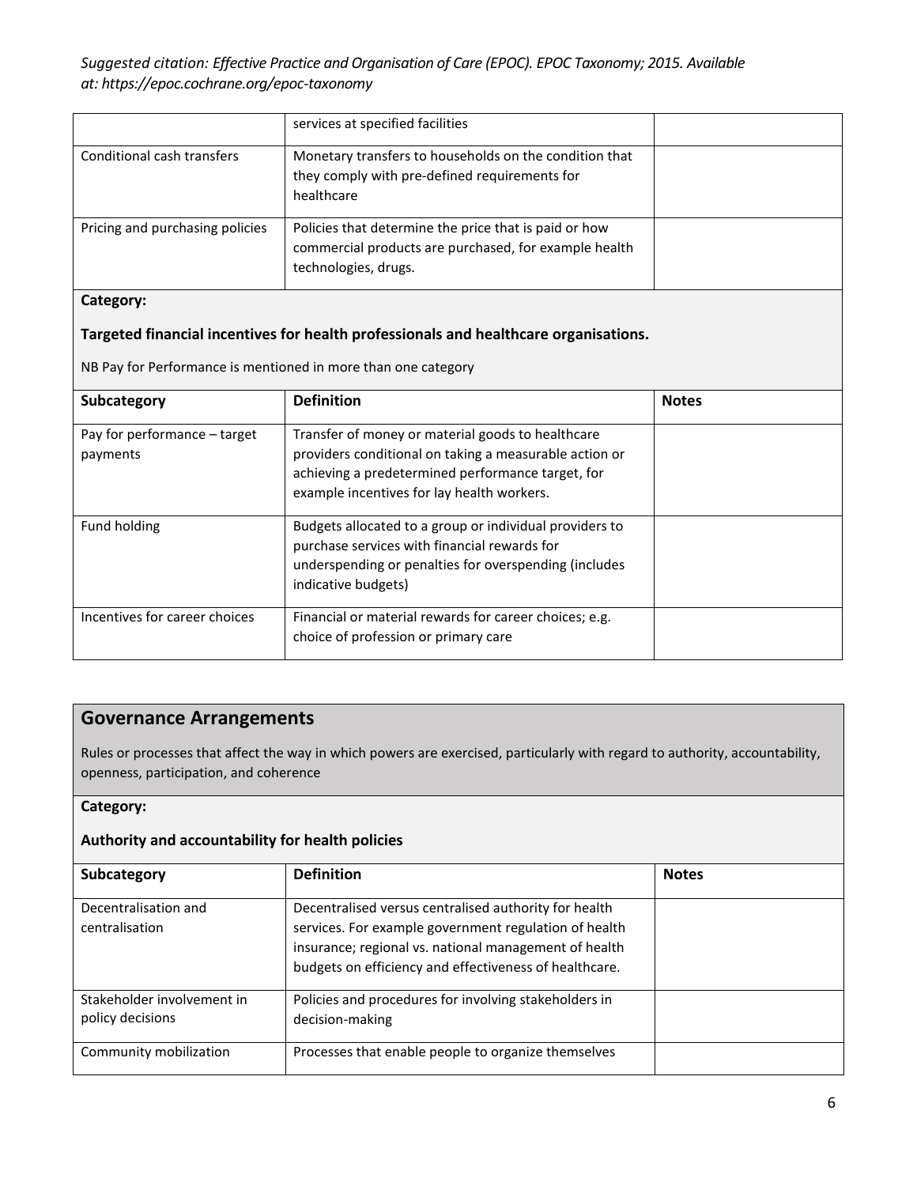| | services at specified facilities | |
|---|---|---|
| Conditional cash transfers | Monetary transfers to households on the condition that they comply with pre-defined requirements for healthcare | |
| Pricing and purchasing policies | Policies that determine the price that is paid or how commercial products are purchased, for example health technologies, drugs. | |

**Category:**

**Targeted financial incentives for health professionals and healthcare organisations.**

NB Pay for Performance is mentioned in more than one category

| Subcategory | Definition | Notes |
|---|---|---|
| Pay for performance – target payments | Transfer of money or material goods to healthcare providers conditional on taking a measurable action or achieving a predetermined performance target, for example incentives for lay health workers. | |
| Fund holding | Budgets allocated to a group or individual providers to purchase services with financial rewards for underspending or penalties for overspending (includes indicative budgets) | |
| Incentives for career choices | Financial or material rewards for career choices; e.g. choice of profession or primary care | |

## Governance Arrangements

Rules or processes that affect the way in which powers are exercised, particularly with regard to authority, accountability, openness, participation, and coherence

**Category:**

**Authority and accountability for health policies**

| Subcategory | Definition | Notes |
|---|---|---|
| Decentralisation and centralisation | Decentralised versus centralised authority for health services. For example government regulation of health insurance; regional vs. national management of health budgets on efficiency and effectiveness of healthcare. | |
| Stakeholder involvement in policy decisions | Policies and procedures for involving stakeholders in decision-making | |
| Community mobilization | Processes that enable people to organize themselves | |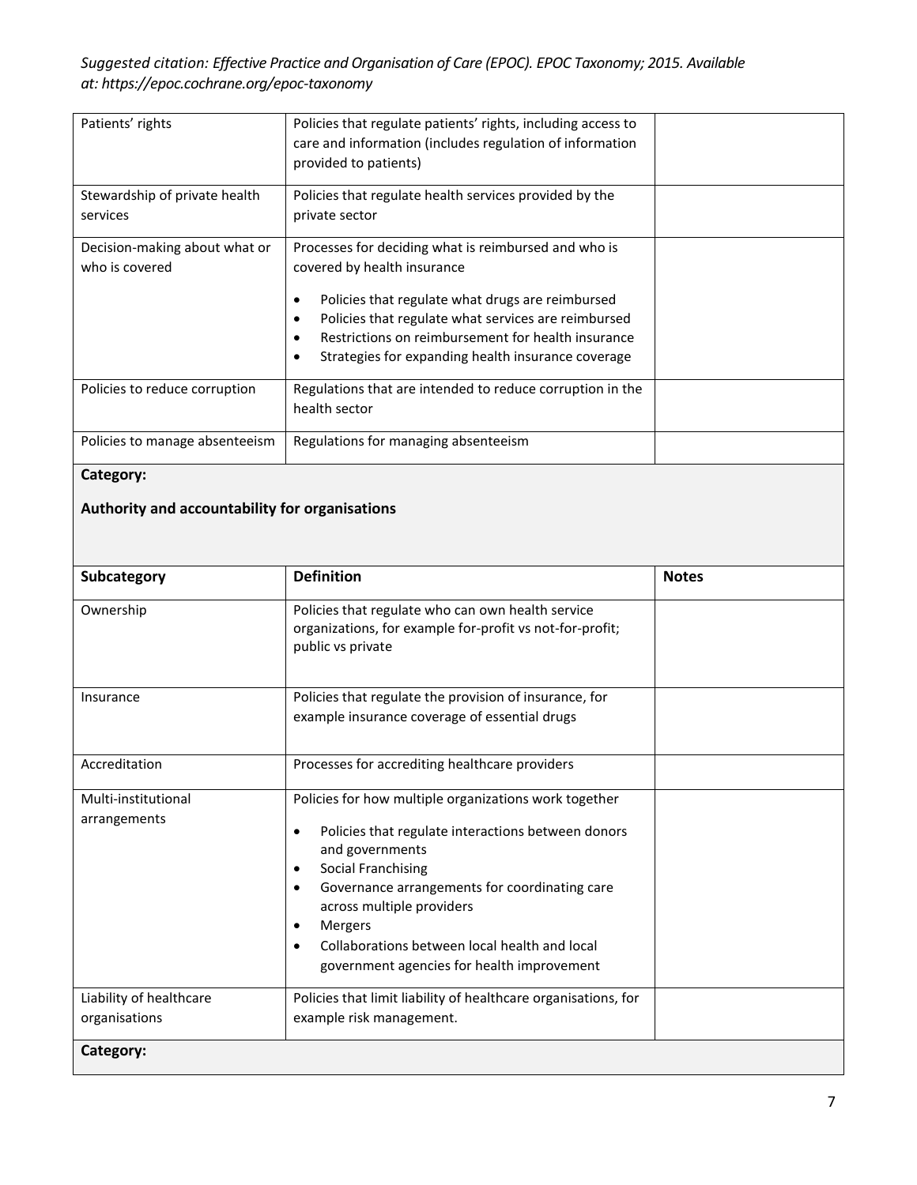*Suggested citation: Effective Practice and Organisation of Care (EPOC). EPOC Taxonomy; 2015. Available at: https://epoc.cochrane.org/epoc-taxonomy*

| | | |
|---|---|---|
| Patients' rights | Policies that regulate patients' rights, including access to care and information (includes regulation of information provided to patients) | |
| Stewardship of private health services | Policies that regulate health services provided by the private sector | |
| Decision-making about what or who is covered | Processes for deciding what is reimbursed and who is covered by health insurance<br>• Policies that regulate what drugs are reimbursed<br>• Policies that regulate what services are reimbursed<br>• Restrictions on reimbursement for health insurance<br>• Strategies for expanding health insurance coverage | |
| Policies to reduce corruption | Regulations that are intended to reduce corruption in the health sector | |
| Policies to manage absenteeism | Regulations for managing absenteeism | |

**Category:**

**Authority and accountability for organisations**

| Subcategory | Definition | Notes |
|---|---|---|
| Ownership | Policies that regulate who can own health service organizations, for example for-profit vs not-for-profit; public vs private | |
| Insurance | Policies that regulate the provision of insurance, for example insurance coverage of essential drugs | |
| Accreditation | Processes for accrediting healthcare providers | |
| Multi-institutional arrangements | Policies for how multiple organizations work together<br>• Policies that regulate interactions between donors and governments<br>• Social Franchising<br>• Governance arrangements for coordinating care across multiple providers<br>• Mergers<br>• Collaborations between local health and local government agencies for health improvement | |
| Liability of healthcare organisations | Policies that limit liability of healthcare organisations, for example risk management. | |

**Category:**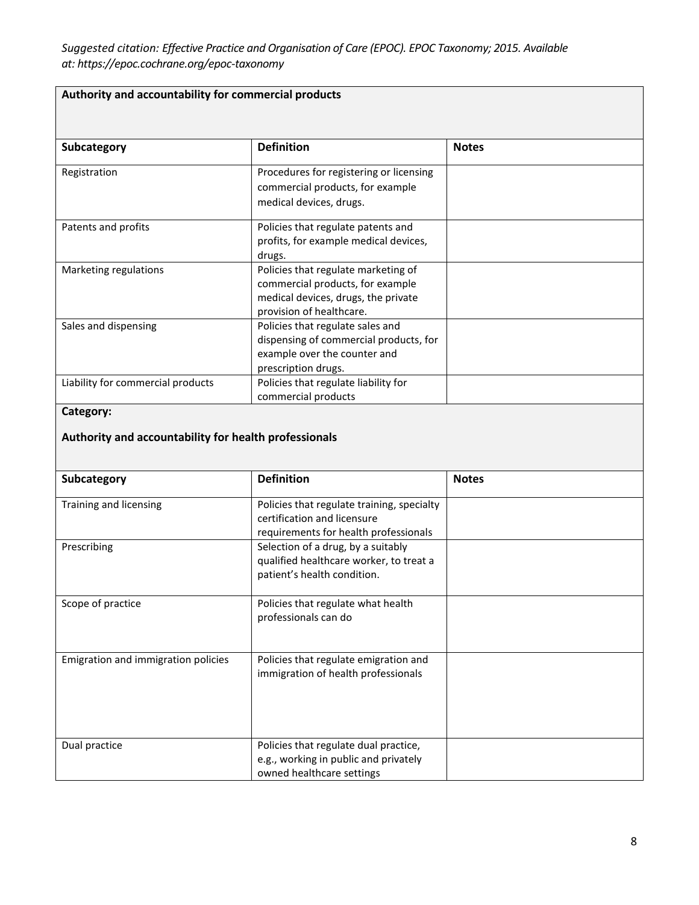*Suggested citation: Effective Practice and Organisation of Care (EPOC). EPOC Taxonomy; 2015. Available at: https://epoc.cochrane.org/epoc-taxonomy*

**Authority and accountability for commercial products**

| Subcategory | Definition | Notes |
|---|---|---|
| Registration | Procedures for registering or licensing commercial products, for example medical devices, drugs. | |
| Patents and profits | Policies that regulate patents and profits, for example medical devices, drugs. | |
| Marketing regulations | Policies that regulate marketing of commercial products, for example medical devices, drugs, the private provision of healthcare. | |
| Sales and dispensing | Policies that regulate sales and dispensing of commercial products, for example over the counter and prescription drugs. | |
| Liability for commercial products | Policies that regulate liability for commercial products | |

**Category:**

**Authority and accountability for health professionals**

| Subcategory | Definition | Notes |
|---|---|---|
| Training and licensing | Policies that regulate training, specialty certification and licensure requirements for health professionals | |
| Prescribing | Selection of a drug, by a suitably qualified healthcare worker, to treat a patient's health condition. | |
| Scope of practice | Policies that regulate what health professionals can do | |
| Emigration and immigration policies | Policies that regulate emigration and immigration of health professionals | |
| Dual practice | Policies that regulate dual practice, e.g., working in public and privately owned healthcare settings | |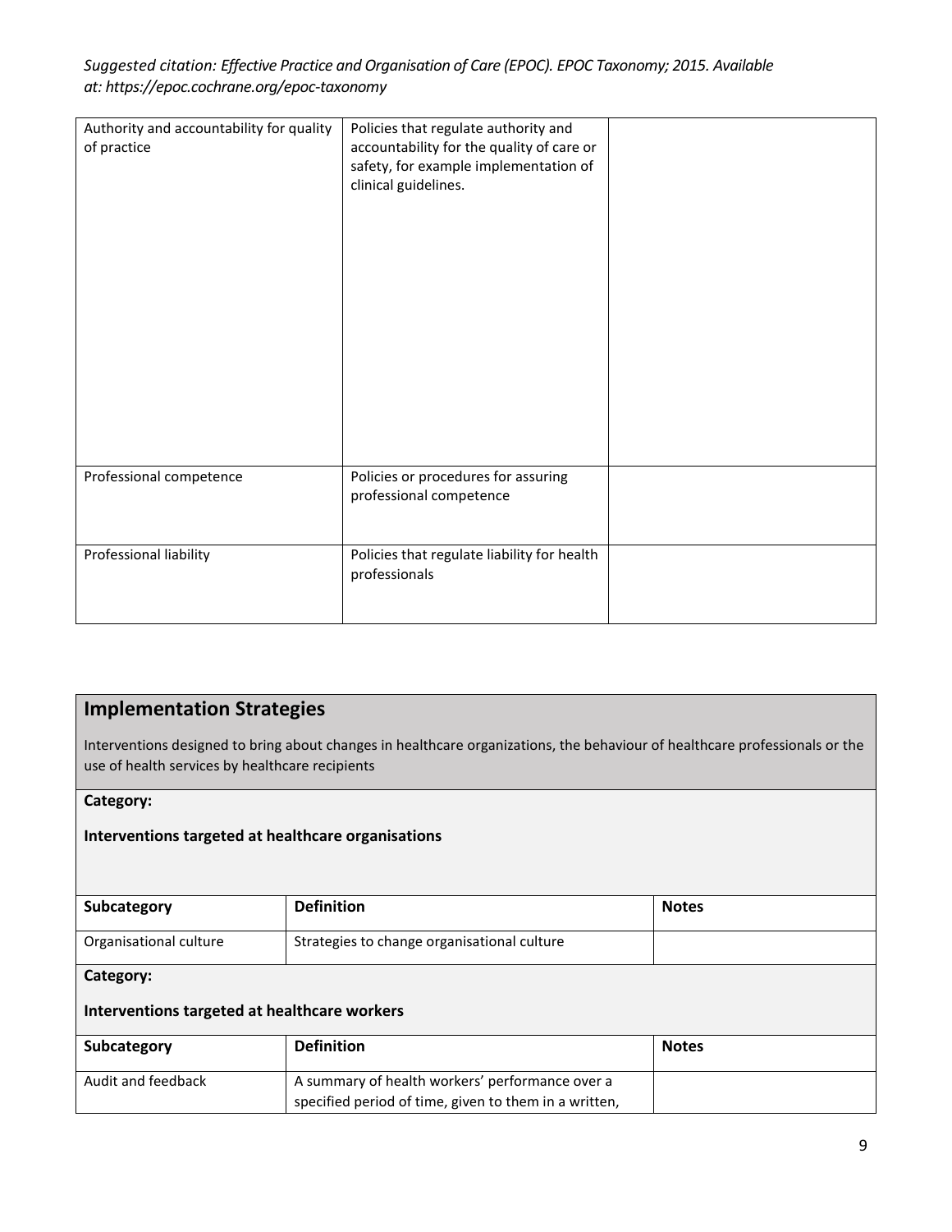*Suggested citation: Effective Practice and Organisation of Care (EPOC). EPOC Taxonomy; 2015. Available at: https://epoc.cochrane.org/epoc-taxonomy*

| | | |
|---|---|---|
| Authority and accountability for quality of practice | Policies that regulate authority and accountability for the quality of care or safety, for example implementation of clinical guidelines. | |
| Professional competence | Policies or procedures for assuring professional competence | |
| Professional liability | Policies that regulate liability for health professionals | |

## Implementation Strategies

Interventions designed to bring about changes in healthcare organizations, the behaviour of healthcare professionals or the use of health services by healthcare recipients

**Category:**

**Interventions targeted at healthcare organisations**

| Subcategory | Definition | Notes |
|---|---|---|
| Organisational culture | Strategies to change organisational culture | |

**Category:**

**Interventions targeted at healthcare workers**

| Subcategory | Definition | Notes |
|---|---|---|
| Audit and feedback | A summary of health workers' performance over a specified period of time, given to them in a written, | |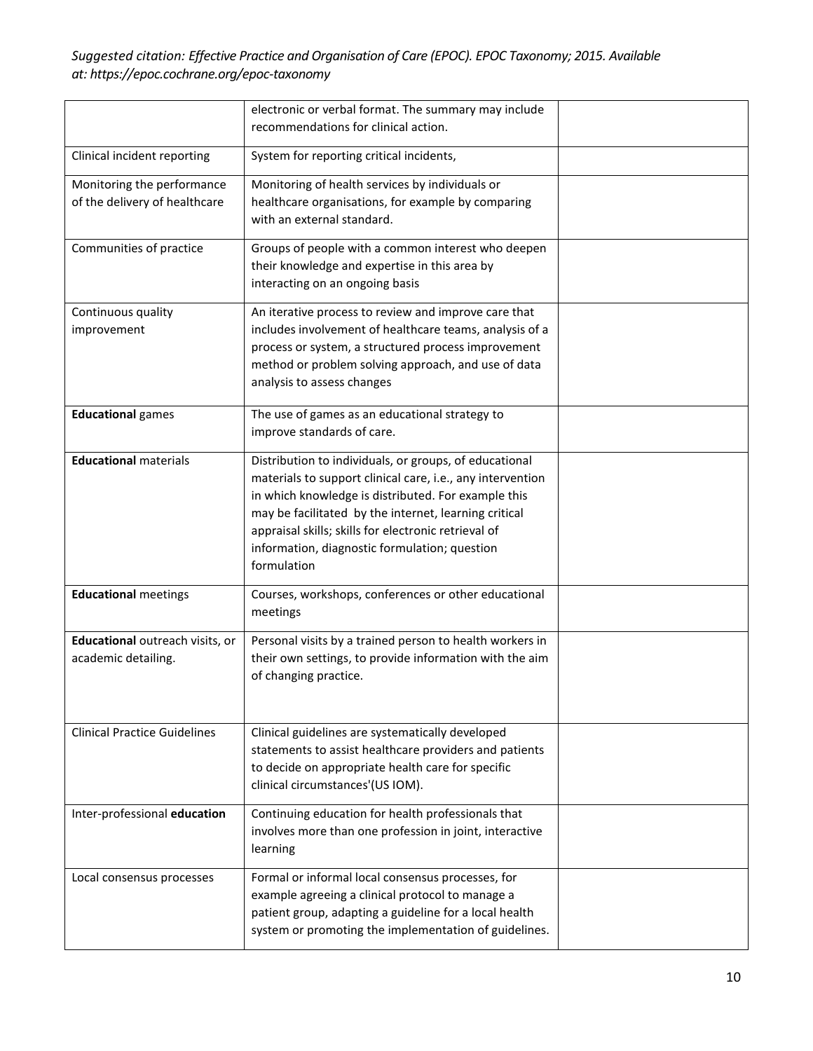| | | |
|---|---|---|
| | electronic or verbal format. The summary may include recommendations for clinical action. | |
| Clinical incident reporting | System for reporting critical incidents, | |
| Monitoring the performance of the delivery of healthcare | Monitoring of health services by individuals or healthcare organisations, for example by comparing with an external standard. | |
| Communities of practice | Groups of people with a common interest who deepen their knowledge and expertise in this area by interacting on an ongoing basis | |
| Continuous quality improvement | An iterative process to review and improve care that includes involvement of healthcare teams, analysis of a process or system, a structured process improvement method or problem solving approach, and use of data analysis to assess changes | |
| **Educational** games | The use of games as an educational strategy to improve standards of care. | |
| **Educational** materials | Distribution to individuals, or groups, of educational materials to support clinical care, i.e., any intervention in which knowledge is distributed. For example this may be facilitated by the internet, learning critical appraisal skills; skills for electronic retrieval of information, diagnostic formulation; question formulation | |
| **Educational** meetings | Courses, workshops, conferences or other educational meetings | |
| **Educational** outreach visits, or academic detailing. | Personal visits by a trained person to health workers in their own settings, to provide information with the aim of changing practice. | |
| Clinical Practice Guidelines | Clinical guidelines are systematically developed statements to assist healthcare providers and patients to decide on appropriate health care for specific clinical circumstances'(US IOM). | |
| Inter-professional **education** | Continuing education for health professionals that involves more than one profession in joint, interactive learning | |
| Local consensus processes | Formal or informal local consensus processes, for example agreeing a clinical protocol to manage a patient group, adapting a guideline for a local health system or promoting the implementation of guidelines. | |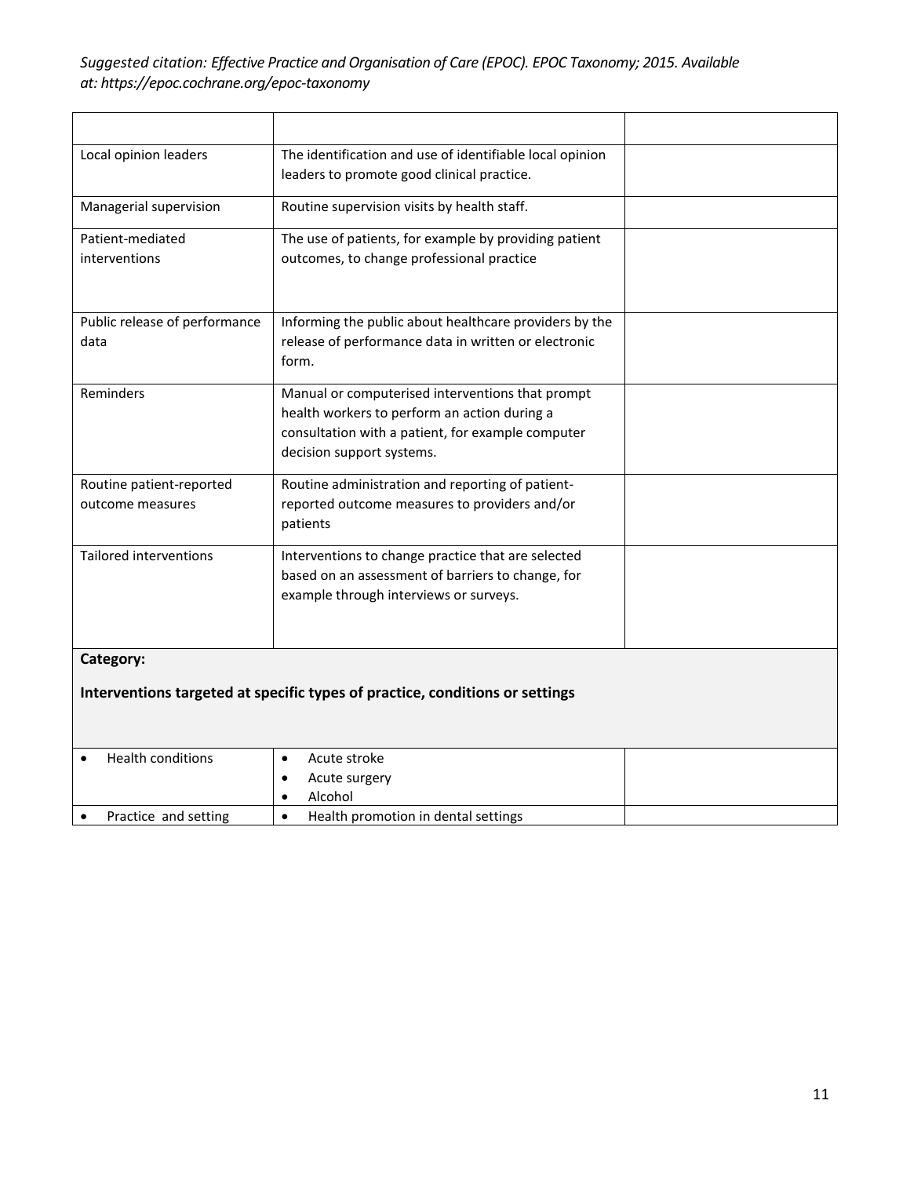*Suggested citation: Effective Practice and Organisation of Care (EPOC). EPOC Taxonomy; 2015. Available at: https://epoc.cochrane.org/epoc-taxonomy*

| | | |
|---|---|---|
| Local opinion leaders | The identification and use of identifiable local opinion leaders to promote good clinical practice. | |
| Managerial supervision | Routine supervision visits by health staff. | |
| Patient-mediated interventions | The use of patients, for example by providing patient outcomes, to change professional practice | |
| Public release of performance data | Informing the public about healthcare providers by the release of performance data in written or electronic form. | |
| Reminders | Manual or computerised interventions that prompt health workers to perform an action during a consultation with a patient, for example computer decision support systems. | |
| Routine patient-reported outcome measures | Routine administration and reporting of patient-reported outcome measures to providers and/or patients | |
| Tailored interventions | Interventions to change practice that are selected based on an assessment of barriers to change, for example through interviews or surveys. | |
| **Category:** **Interventions targeted at specific types of practice, conditions or settings** | | |
| • Health conditions | • Acute stroke<br>• Acute surgery<br>• Alcohol | |
| • Practice and setting | • Health promotion in dental settings | |